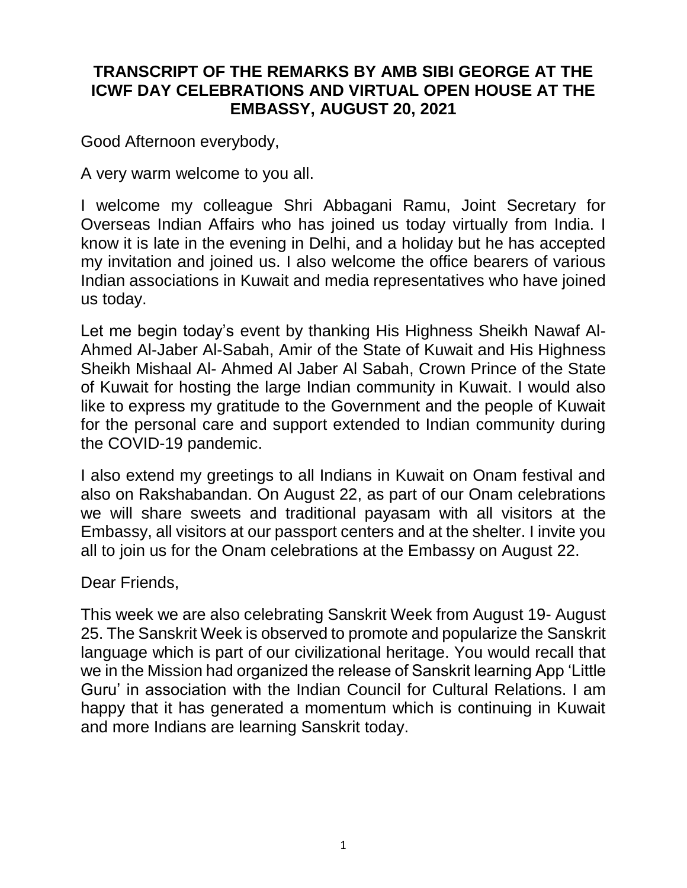# TRANSCRIPT OF THE REMARKS BY AMB SIBI GEORGE AT THE ICWF DAY CELEBRATIONS AND VIRTUAL OPEN HOUSE AT THE EMBASSY, AUGUST 20, 2021

Good Afternoon everybody,

A very warm welcome to you all.

I welcome my colleague Shri Abbagani Ramu, Joint Secretary for Overseas Indian Affairs who has joined us today virtually from India. I know it is late in the evening in Delhi, and a holiday but he has accepted my invitation and joined us. I also welcome the office bearers of various Indian associations in Kuwait and media representatives who have joined us today.

Let me begin today's event by thanking His Highness Sheikh Nawaf Al-Ahmed Al-Jaber Al-Sabah, Amir of the State of Kuwait and His Highness Sheikh Mishaal Al- Ahmed Al Jaber Al Sabah, Crown Prince of the State of Kuwait for hosting the large Indian community in Kuwait. I would also like to express my gratitude to the Government and the people of Kuwait for the personal care and support extended to Indian community during the COVID-19 pandemic.

I also extend my greetings to all Indians in Kuwait on Onam festival and also on Rakshabandan. On August 22, as part of our Onam celebrations we will share sweets and traditional payasam with all visitors at the Embassy, all visitors at our passport centers and at the shelter. I invite you all to join us for the Onam celebrations at the Embassy on August 22.

Dear Friends,

This week we are also celebrating Sanskrit Week from August 19- August 25. The Sanskrit Week is observed to promote and popularize the Sanskrit language which is part of our civilizational heritage. You would recall that we in the Mission had organized the release of Sanskrit learning App 'Little Guru' in association with the Indian Council for Cultural Relations. I am happy that it has generated a momentum which is continuing in Kuwait and more Indians are learning Sanskrit today.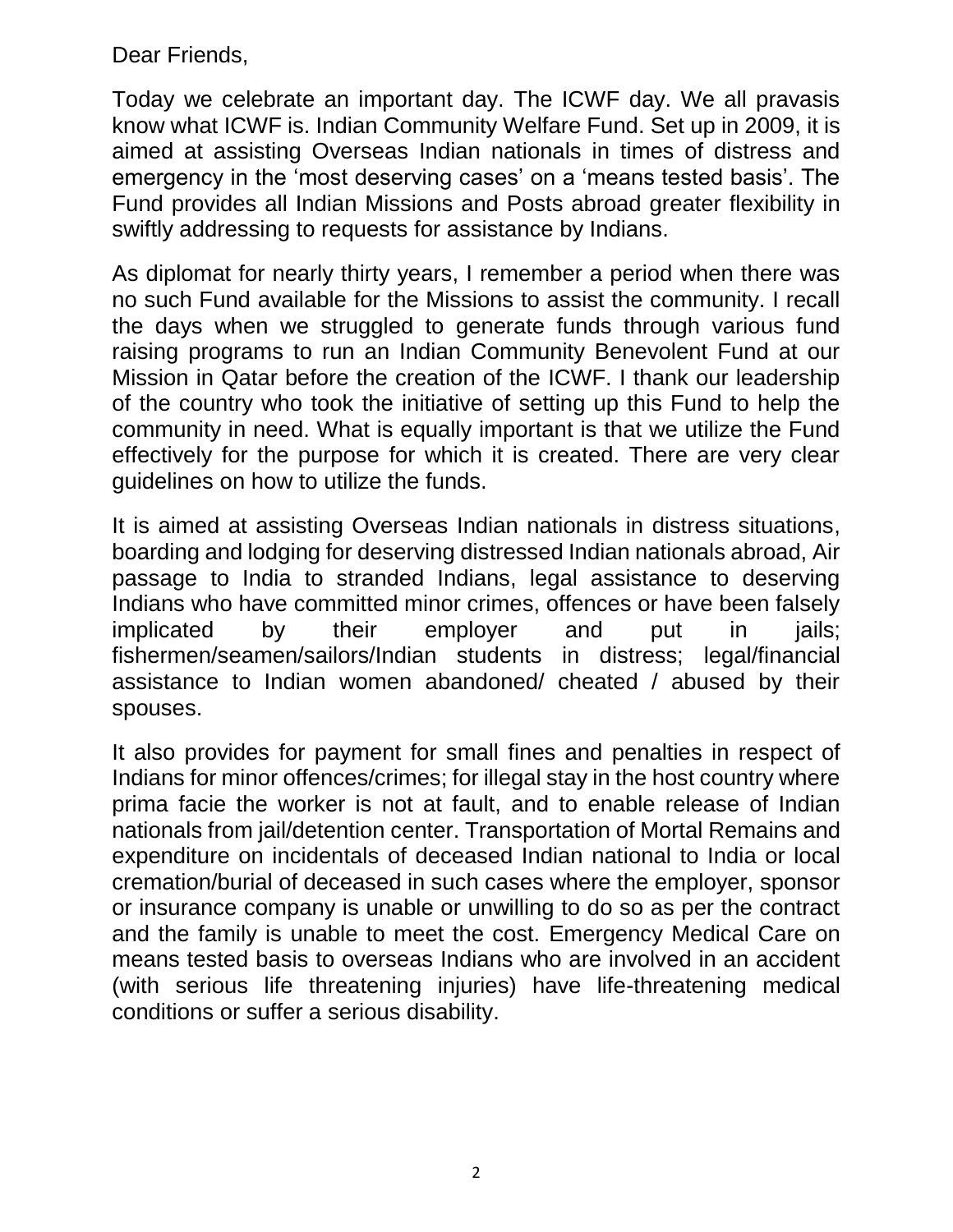Dear Friends,

Today we celebrate an important day. The ICWF day. We all pravasis know what ICWF is. Indian Community Welfare Fund. Set up in 2009, it is aimed at assisting Overseas Indian nationals in times of distress and emergency in the 'most deserving cases' on a 'means tested basis'. The Fund provides all Indian Missions and Posts abroad greater flexibility in swiftly addressing to requests for assistance by Indians.

As diplomat for nearly thirty years, I remember a period when there was no such Fund available for the Missions to assist the community. I recall the days when we struggled to generate funds through various fund raising programs to run an Indian Community Benevolent Fund at our Mission in Qatar before the creation of the ICWF. I thank our leadership of the country who took the initiative of setting up this Fund to help the community in need. What is equally important is that we utilize the Fund effectively for the purpose for which it is created. There are very clear guidelines on how to utilize the funds.

It is aimed at assisting Overseas Indian nationals in distress situations, boarding and lodging for deserving distressed Indian nationals abroad, Air passage to India to stranded Indians, legal assistance to deserving Indians who have committed minor crimes, offences or have been falsely implicated by their employer and put in jails; fishermen/seamen/sailors/Indian students in distress; legal/financial assistance to Indian women abandoned/ cheated / abused by their spouses.

It also provides for payment for small fines and penalties in respect of Indians for minor offences/crimes; for illegal stay in the host country where prima facie the worker is not at fault, and to enable release of Indian nationals from jail/detention center. Transportation of Mortal Remains and expenditure on incidentals of deceased Indian national to India or local cremation/burial of deceased in such cases where the employer, sponsor or insurance company is unable or unwilling to do so as per the contract and the family is unable to meet the cost. Emergency Medical Care on means tested basis to overseas Indians who are involved in an accident (with serious life threatening injuries) have life-threatening medical conditions or suffer a serious disability.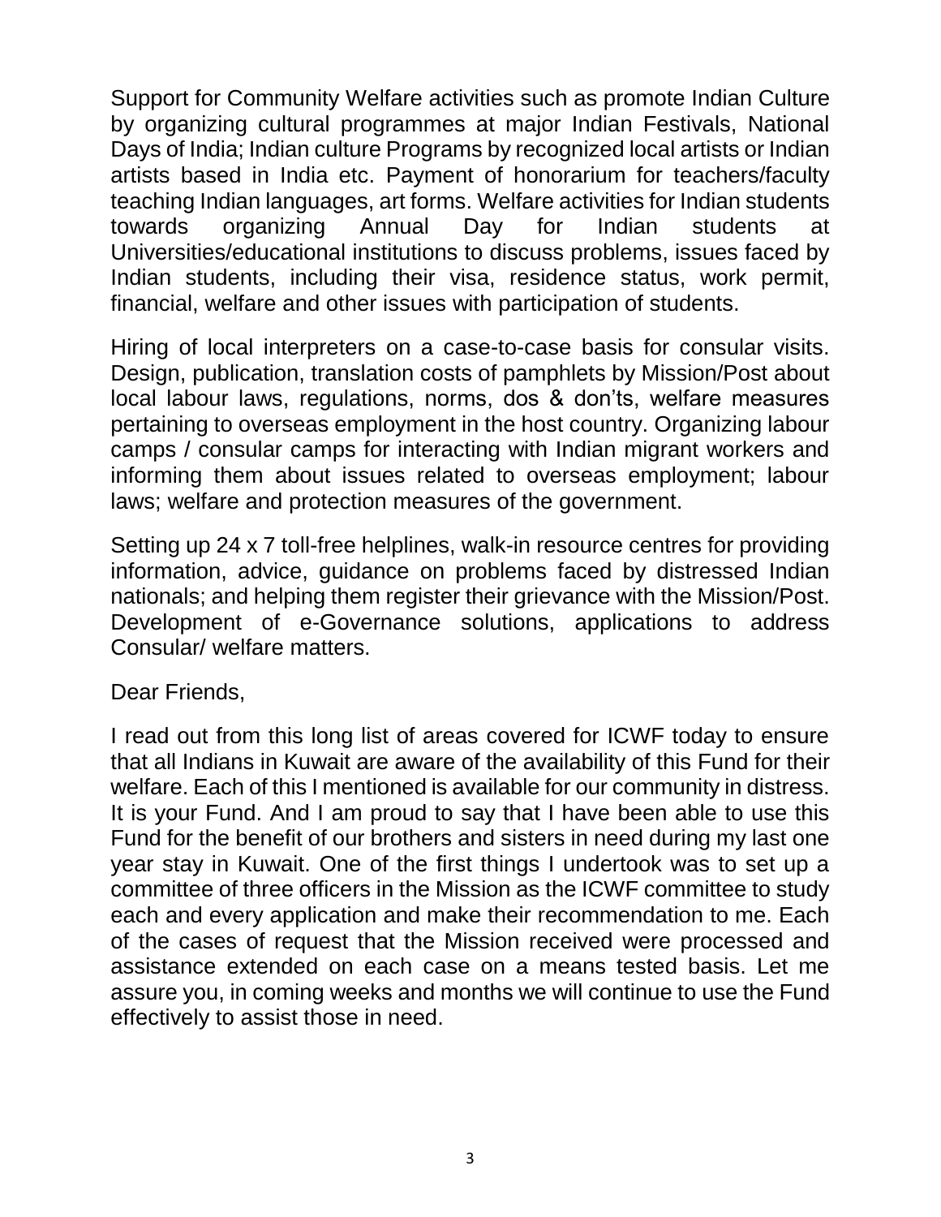Support for Community Welfare activities such as promote Indian Culture by organizing cultural programmes at major Indian Festivals, National Days of India; Indian culture Programs by recognized local artists or Indian artists based in India etc. Payment of honorarium for teachers/faculty teaching Indian languages, art forms. Welfare activities for Indian students towards organizing Annual Day for Indian students at Universities/educational institutions to discuss problems, issues faced by Indian students, including their visa, residence status, work permit, financial, welfare and other issues with participation of students.

Hiring of local interpreters on a case-to-case basis for consular visits. Design, publication, translation costs of pamphlets by Mission/Post about local labour laws, regulations, norms, dos & don'ts, welfare measures pertaining to overseas employment in the host country. Organizing labour camps / consular camps for interacting with Indian migrant workers and informing them about issues related to overseas employment; labour laws; welfare and protection measures of the government.

Setting up 24 x 7 toll-free helplines, walk-in resource centres for providing information, advice, guidance on problems faced by distressed Indian nationals; and helping them register their grievance with the Mission/Post. Development of e-Governance solutions, applications to address Consular/ welfare matters.

Dear Friends,

I read out from this long list of areas covered for ICWF today to ensure that all Indians in Kuwait are aware of the availability of this Fund for their welfare. Each of this I mentioned is available for our community in distress. It is your Fund. And I am proud to say that I have been able to use this Fund for the benefit of our brothers and sisters in need during my last one year stay in Kuwait. One of the first things I undertook was to set up a committee of three officers in the Mission as the ICWF committee to study each and every application and make their recommendation to me. Each of the cases of request that the Mission received were processed and assistance extended on each case on a means tested basis. Let me assure you, in coming weeks and months we will continue to use the Fund effectively to assist those in need.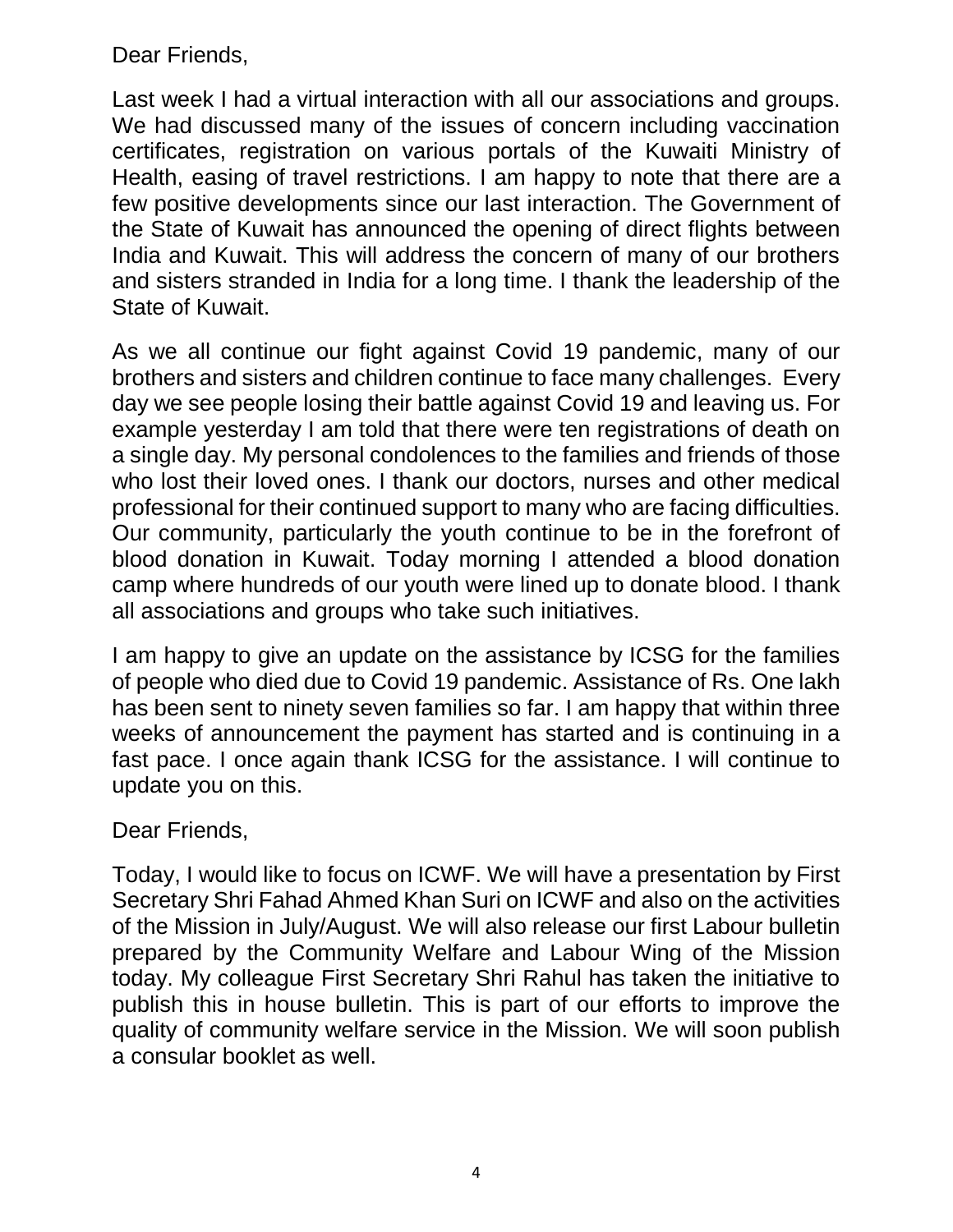Dear Friends,

Last week I had a virtual interaction with all our associations and groups. We had discussed many of the issues of concern including vaccination certificates, registration on various portals of the Kuwaiti Ministry of Health, easing of travel restrictions. I am happy to note that there are a few positive developments since our last interaction. The Government of the State of Kuwait has announced the opening of direct flights between India and Kuwait. This will address the concern of many of our brothers and sisters stranded in India for a long time. I thank the leadership of the State of Kuwait.

As we all continue our fight against Covid 19 pandemic, many of our brothers and sisters and children continue to face many challenges. Every day we see people losing their battle against Covid 19 and leaving us. For example yesterday I am told that there were ten registrations of death on a single day. My personal condolences to the families and friends of those who lost their loved ones. I thank our doctors, nurses and other medical professional for their continued support to many who are facing difficulties. Our community, particularly the youth continue to be in the forefront of blood donation in Kuwait. Today morning I attended a blood donation camp where hundreds of our youth were lined up to donate blood. I thank all associations and groups who take such initiatives.

I am happy to give an update on the assistance by ICSG for the families of people who died due to Covid 19 pandemic. Assistance of Rs. One lakh has been sent to ninety seven families so far. I am happy that within three weeks of announcement the payment has started and is continuing in a fast pace. I once again thank ICSG for the assistance. I will continue to update you on this.

Dear Friends,

Today, I would like to focus on ICWF. We will have a presentation by First Secretary Shri Fahad Ahmed Khan Suri on ICWF and also on the activities of the Mission in July/August. We will also release our first Labour bulletin prepared by the Community Welfare and Labour Wing of the Mission today. My colleague First Secretary Shri Rahul has taken the initiative to publish this in house bulletin. This is part of our efforts to improve the quality of community welfare service in the Mission. We will soon publish a consular booklet as well.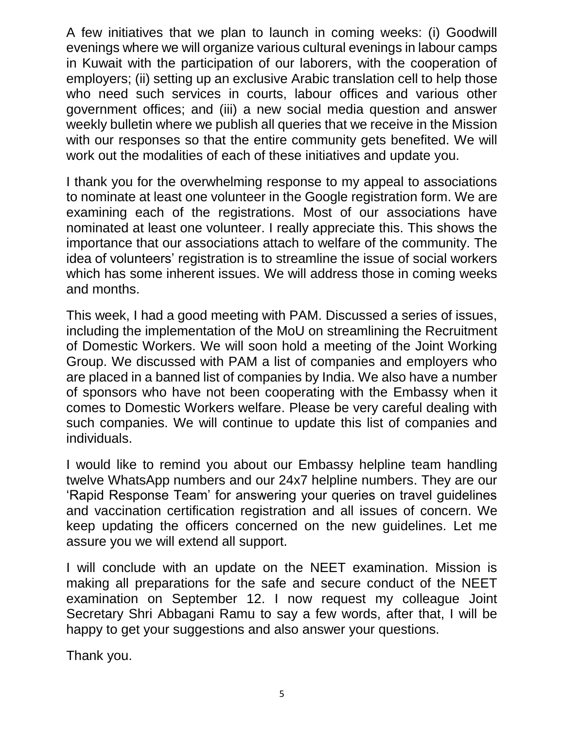A few initiatives that we plan to launch in coming weeks: (i) Goodwill evenings where we will organize various cultural evenings in labour camps in Kuwait with the participation of our laborers, with the cooperation of employers; (ii) setting up an exclusive Arabic translation cell to help those who need such services in courts, labour offices and various other government offices; and (iii) a new social media question and answer weekly bulletin where we publish all queries that we receive in the Mission with our responses so that the entire community gets benefited. We will work out the modalities of each of these initiatives and update you.

I thank you for the overwhelming response to my appeal to associations to nominate at least one volunteer in the Google registration form. We are examining each of the registrations. Most of our associations have nominated at least one volunteer. I really appreciate this. This shows the importance that our associations attach to welfare of the community. The idea of volunteers' registration is to streamline the issue of social workers which has some inherent issues. We will address those in coming weeks and months.

This week, I had a good meeting with PAM. Discussed a series of issues, including the implementation of the MoU on streamlining the Recruitment of Domestic Workers. We will soon hold a meeting of the Joint Working Group. We discussed with PAM a list of companies and employers who are placed in a banned list of companies by India. We also have a number of sponsors who have not been cooperating with the Embassy when it comes to Domestic Workers welfare. Please be very careful dealing with such companies. We will continue to update this list of companies and individuals.

I would like to remind you about our Embassy helpline team handling twelve WhatsApp numbers and our 24x7 helpline numbers. They are our 'Rapid Response Team' for answering your queries on travel guidelines and vaccination certification registration and all issues of concern. We keep updating the officers concerned on the new guidelines. Let me assure you we will extend all support.

I will conclude with an update on the NEET examination. Mission is making all preparations for the safe and secure conduct of the NEET examination on September 12. I now request my colleague Joint Secretary Shri Abbagani Ramu to say a few words, after that, I will be happy to get your suggestions and also answer your questions.

Thank you.